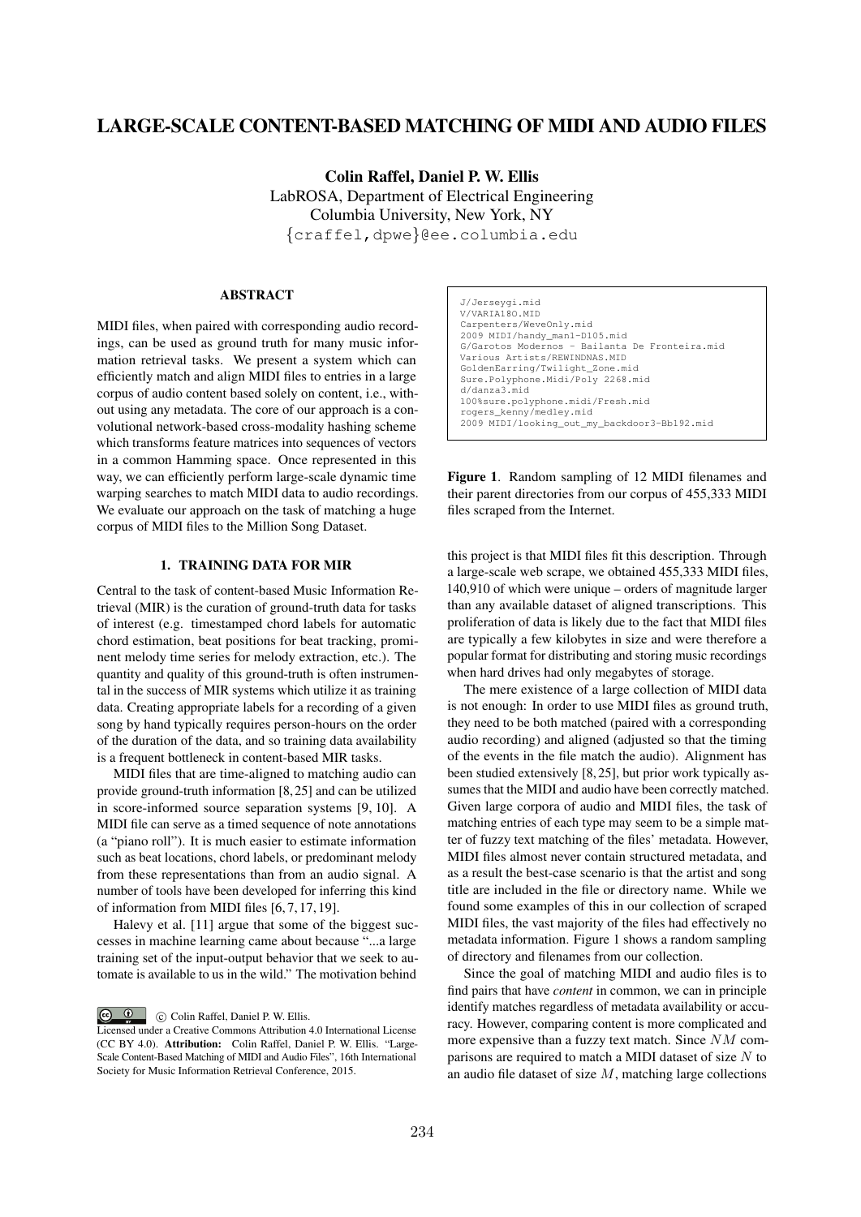# LARGE-SCALE CONTENT-BASED MATCHING OF MIDI AND AUDIO FILES

**Colin Raffel, Daniel P. W. Ellis**
LabROSA, Department of Electrical Engineering
Columbia University, New York, NY
{craffel,dpwe}@ee.columbia.edu

## ABSTRACT

MIDI files, when paired with corresponding audio recordings, can be used as ground truth for many music information retrieval tasks. We present a system which can efficiently match and align MIDI files to entries in a large corpus of audio content based solely on content, i.e., without using any metadata. The core of our approach is a convolutional network-based cross-modality hashing scheme which transforms feature matrices into sequences of vectors in a common Hamming space. Once represented in this way, we can efficiently perform large-scale dynamic time warping searches to match MIDI data to audio recordings. We evaluate our approach on the task of matching a huge corpus of MIDI files to the Million Song Dataset.

## 1. TRAINING DATA FOR MIR

Central to the task of content-based Music Information Retrieval (MIR) is the curation of ground-truth data for tasks of interest (e.g. timestamped chord labels for automatic chord estimation, beat positions for beat tracking, prominent melody time series for melody extraction, etc.). The quantity and quality of this ground-truth is often instrumental in the success of MIR systems which utilize it as training data. Creating appropriate labels for a recording of a given song by hand typically requires person-hours on the order of the duration of the data, and so training data availability is a frequent bottleneck in content-based MIR tasks.

MIDI files that are time-aligned to matching audio can provide ground-truth information [8,25] and can be utilized in score-informed source separation systems [9, 10]. A MIDI file can serve as a timed sequence of note annotations (a "piano roll"). It is much easier to estimate information such as beat locations, chord labels, or predominant melody from these representations than from an audio signal. A number of tools have been developed for inferring this kind of information from MIDI files [6, 7, 17, 19].

Halevy et al. [11] argue that some of the biggest successes in machine learning came about because "...a large training set of the input-output behavior that we seek to automate is available to us in the wild." The motivation behind this project is that MIDI files fit this description. Through a large-scale web scrape, we obtained 455,333 MIDI files, 140,910 of which were unique – orders of magnitude larger than any available dataset of aligned transcriptions. This proliferation of data is likely due to the fact that MIDI files are typically a few kilobytes in size and were therefore a popular format for distributing and storing music recordings when hard drives had only megabytes of storage.

```
J/Jerseygi.mid
V/VARIA18O.MID
Carpenters/WeveOnly.mid
2009 MIDI/handy_man1-D105.mid
G/Garotos Modernos - Bailanta De Fronteira.mid
Various Artists/REWINDNAS.MID
GoldenEarring/Twilight_Zone.mid
Sure.Polyphone.Midi/Poly 2268.mid
d/danza3.mid
100%sure.polyphone.midi/Fresh.mid
rogers_kenny/medley.mid
2009 MIDI/looking_out_my_backdoor3-Bb192.mid
```

**Figure 1**. Random sampling of 12 MIDI filenames and their parent directories from our corpus of 455,333 MIDI files scraped from the Internet.

The mere existence of a large collection of MIDI data is not enough: In order to use MIDI files as ground truth, they need to be both matched (paired with a corresponding audio recording) and aligned (adjusted so that the timing of the events in the file match the audio). Alignment has been studied extensively [8, 25], but prior work typically assumes that the MIDI and audio have been correctly matched. Given large corpora of audio and MIDI files, the task of matching entries of each type may seem to be a simple matter of fuzzy text matching of the files' metadata. However, MIDI files almost never contain structured metadata, and as a result the best-case scenario is that the artist and song title are included in the file or directory name. While we found some examples of this in our collection of scraped MIDI files, the vast majority of the files had effectively no metadata information. Figure 1 shows a random sampling of directory and filenames from our collection.

Since the goal of matching MIDI and audio files is to find pairs that have *content* in common, we can in principle identify matches regardless of metadata availability or accuracy. However, comparing content is more complicated and more expensive than a fuzzy text match. Since $NM$ comparisons are required to match a MIDI dataset of size $N$ to an audio file dataset of size $M$, matching large collections

© Colin Raffel, Daniel P. W. Ellis.
Licensed under a Creative Commons Attribution 4.0 International License (CC BY 4.0). **Attribution:** Colin Raffel, Daniel P. W. Ellis. "Large-Scale Content-Based Matching of MIDI and Audio Files", 16th International Society for Music Information Retrieval Conference, 2015.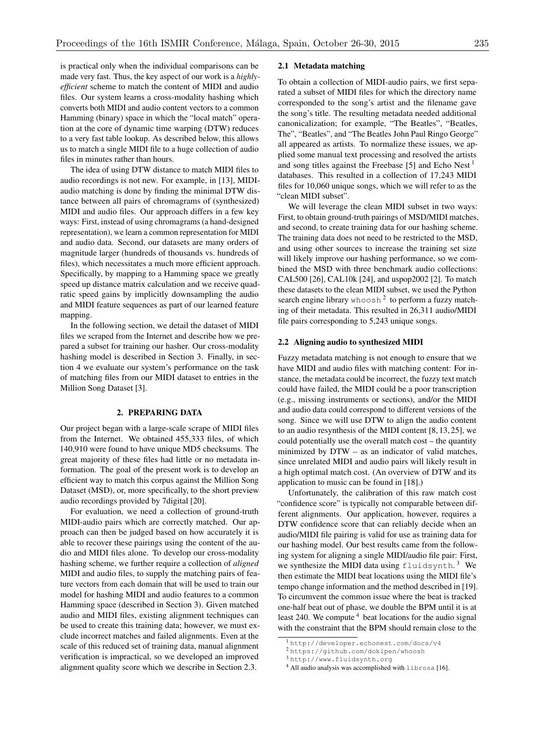is practical only when the individual comparisons can be made very fast. Thus, the key aspect of our work is a *highly-efficient* scheme to match the content of MIDI and audio files. Our system learns a cross-modality hashing which converts both MIDI and audio content vectors to a common Hamming (binary) space in which the "local match" operation at the core of dynamic time warping (DTW) reduces to a very fast table lookup. As described below, this allows us to match a single MIDI file to a huge collection of audio files in minutes rather than hours.

The idea of using DTW distance to match MIDI files to audio recordings is not new. For example, in [13], MIDI-audio matching is done by finding the minimal DTW distance between all pairs of chromagrams of (synthesized) MIDI and audio files. Our approach differs in a few key ways: First, instead of using chromagrams (a hand-designed representation), we learn a common representation for MIDI and audio data. Second, our datasets are many orders of magnitude larger (hundreds of thousands vs. hundreds of files), which necessitates a much more efficient approach. Specifically, by mapping to a Hamming space we greatly speed up distance matrix calculation and we receive quadratic speed gains by implicitly downsampling the audio and MIDI feature sequences as part of our learned feature mapping.

In the following section, we detail the dataset of MIDI files we scraped from the Internet and describe how we prepared a subset for training our hasher. Our cross-modality hashing model is described in Section 3. Finally, in section 4 we evaluate our system's performance on the task of matching files from our MIDI dataset to entries in the Million Song Dataset [3].

## 2. PREPARING DATA

Our project began with a large-scale scrape of MIDI files from the Internet. We obtained 455,333 files, of which 140,910 were found to have unique MD5 checksums. The great majority of these files had little or no metadata information. The goal of the present work is to develop an efficient way to match this corpus against the Million Song Dataset (MSD), or, more specifically, to the short preview audio recordings provided by 7digital [20].

For evaluation, we need a collection of ground-truth MIDI-audio pairs which are correctly matched. Our approach can then be judged based on how accurately it is able to recover these pairings using the content of the audio and MIDI files alone. To develop our cross-modality hashing scheme, we further require a collection of *aligned* MIDI and audio files, to supply the matching pairs of feature vectors from each domain that will be used to train our model for hashing MIDI and audio features to a common Hamming space (described in Section 3). Given matched audio and MIDI files, existing alignment techniques can be used to create this training data; however, we must exclude incorrect matches and failed alignments. Even at the scale of this reduced set of training data, manual alignment verification is impractical, so we developed an improved alignment quality score which we describe in Section 2.3.

### 2.1 Metadata matching

To obtain a collection of MIDI-audio pairs, we first separated a subset of MIDI files for which the directory name corresponded to the song's artist and the filename gave the song's title. The resulting metadata needed additional canonicalization; for example, "The Beatles", "Beatles, The", "Beatles", and "The Beatles John Paul Ringo George" all appeared as artists. To normalize these issues, we applied some manual text processing and resolved the artists and song titles against the Freebase [5] and Echo Nest [1] databases. This resulted in a collection of 17,243 MIDI files for 10,060 unique songs, which we will refer to as the "clean MIDI subset".

We will leverage the clean MIDI subset in two ways: First, to obtain ground-truth pairings of MSD/MIDI matches, and second, to create training data for our hashing scheme. The training data does not need to be restricted to the MSD, and using other sources to increase the training set size will likely improve our hashing performance, so we combined the MSD with three benchmark audio collections: CAL500 [26], CAL10k [24], and uspop2002 [2]. To match these datasets to the clean MIDI subset, we used the Python search engine library `whoosh` [2] to perform a fuzzy matching of their metadata. This resulted in 26,311 audio/MIDI file pairs corresponding to 5,243 unique songs.

### 2.2 Aligning audio to synthesized MIDI

Fuzzy metadata matching is not enough to ensure that we have MIDI and audio files with matching content: For instance, the metadata could be incorrect, the fuzzy text match could have failed, the MIDI could be a poor transcription (e.g., missing instruments or sections), and/or the MIDI and audio data could correspond to different versions of the song. Since we will use DTW to align the audio content to an audio resynthesis of the MIDI content [8, 13, 25], we could potentially use the overall match cost – the quantity minimized by DTW – as an indicator of valid matches, since unrelated MIDI and audio pairs will likely result in a high optimal match cost. (An overview of DTW and its application to music can be found in [18].)

Unfortunately, the calibration of this raw match cost "confidence score" is typically not comparable between different alignments. Our application, however, requires a DTW confidence score that can reliably decide when an audio/MIDI file pairing is valid for use as training data for our hashing model. Our best results came from the following system for aligning a single MIDI/audio file pair: First, we synthesize the MIDI data using `fluidsynth`. [3] We then estimate the MIDI beat locations using the MIDI file's tempo change information and the method described in [19]. To circumvent the common issue where the beat is tracked one-half beat out of phase, we double the BPM until it is at least 240. We compute [4] beat locations for the audio signal with the constraint that the BPM should remain close to the

[1] http://developer.echonest.com/docs/v4

[2] https://github.com/dokipen/whoosh

[3] http://www.fluidsynth.org

[4] All audio analysis was accomplished with `librosa` [16].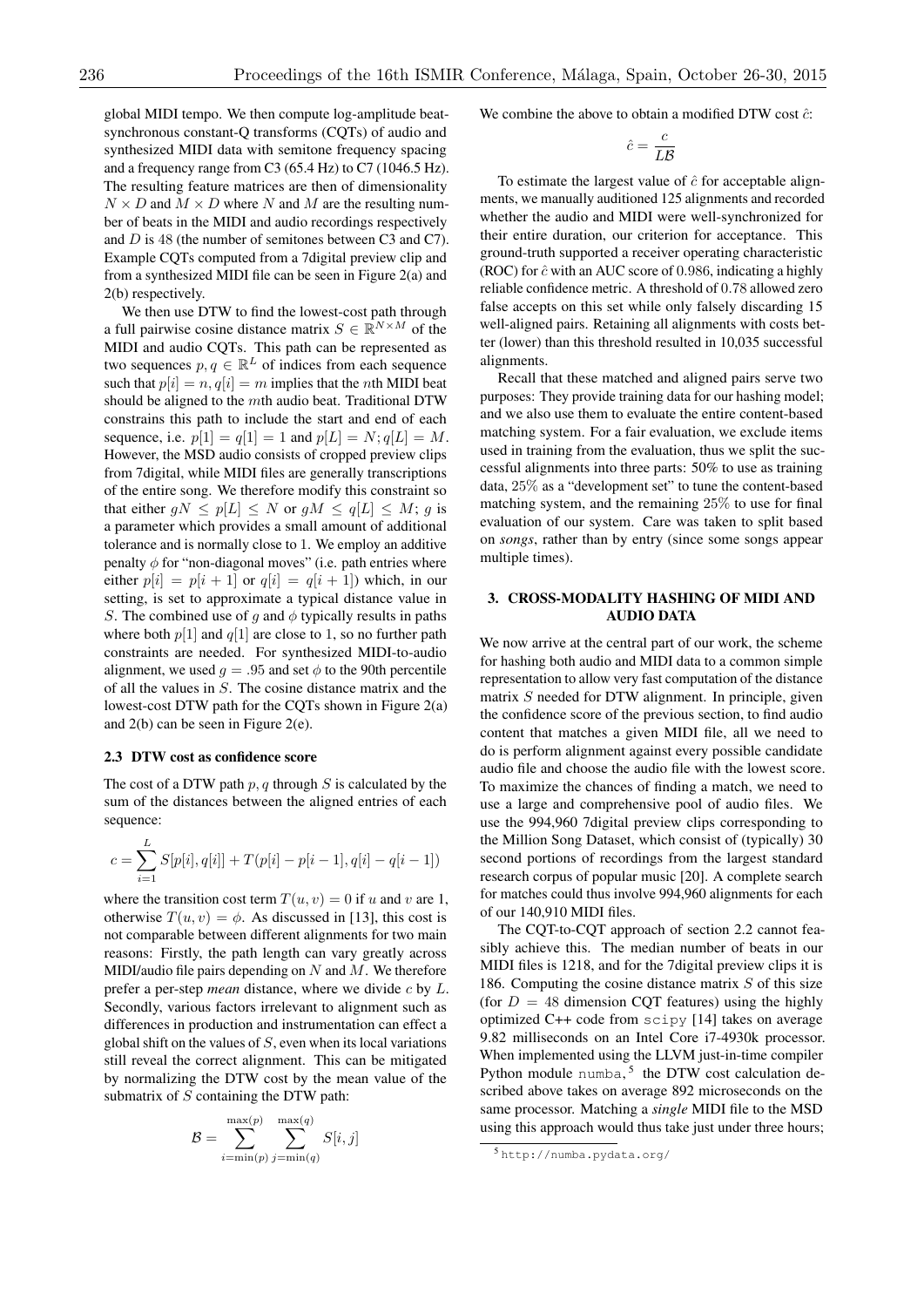global MIDI tempo. We then compute log-amplitude beat-synchronous constant-Q transforms (CQTs) of audio and synthesized MIDI data with semitone frequency spacing and a frequency range from C3 (65.4 Hz) to C7 (1046.5 Hz). The resulting feature matrices are then of dimensionality $N \times D$ and $M \times D$ where $N$ and $M$ are the resulting number of beats in the MIDI and audio recordings respectively and $D$ is 48 (the number of semitones between C3 and C7). Example CQTs computed from a 7digital preview clip and from a synthesized MIDI file can be seen in Figure 2(a) and 2(b) respectively.

We then use DTW to find the lowest-cost path through a full pairwise cosine distance matrix $S \in \mathbb{R}^{N \times M}$ of the MIDI and audio CQTs. This path can be represented as two sequences $p, q \in \mathbb{R}^L$ of indices from each sequence such that $p[i] = n, q[i] = m$ implies that the $n$th MIDI beat should be aligned to the $m$th audio beat. Traditional DTW constrains this path to include the start and end of each sequence, i.e. $p[1] = q[1] = 1$ and $p[L] = N; q[L] = M$. However, the MSD audio consists of cropped preview clips from 7digital, while MIDI files are generally transcriptions of the entire song. We therefore modify this constraint so that either $gN \leq p[L] \leq N$ or $gM \leq q[L] \leq M$; $g$ is a parameter which provides a small amount of additional tolerance and is normally close to 1. We employ an additive penalty $\phi$ for "non-diagonal moves" (i.e. path entries where either $p[i] = p[i+1]$ or $q[i] = q[i+1]$) which, in our setting, is set to approximate a typical distance value in $S$. The combined use of $g$ and $\phi$ typically results in paths where both $p[1]$ and $q[1]$ are close to 1, so no further path constraints are needed. For synthesized MIDI-to-audio alignment, we used $g = .95$ and set $\phi$ to the 90th percentile of all the values in $S$. The cosine distance matrix and the lowest-cost DTW path for the CQTs shown in Figure 2(a) and 2(b) can be seen in Figure 2(e).

### 2.3 DTW cost as confidence score

The cost of a DTW path $p, q$ through $S$ is calculated by the sum of the distances between the aligned entries of each sequence:

$$c = \sum_{i=1}^{L} S[p[i], q[i]] + T(p[i] - p[i-1], q[i] - q[i-1])$$

where the transition cost term $T(u, v) = 0$ if $u$ and $v$ are 1, otherwise $T(u, v) = \phi$. As discussed in [13], this cost is not comparable between different alignments for two main reasons: Firstly, the path length can vary greatly across MIDI/audio file pairs depending on $N$ and $M$. We therefore prefer a per-step *mean* distance, where we divide $c$ by $L$. Secondly, various factors irrelevant to alignment such as differences in production and instrumentation can effect a global shift on the values of $S$, even when its local variations still reveal the correct alignment. This can be mitigated by normalizing the DTW cost by the mean value of the submatrix of $S$ containing the DTW path:

$$\mathcal{B} = \sum_{i=\min(p)}^{\max(p)} \sum_{j=\min(q)}^{\max(q)} S[i, j]$$

We combine the above to obtain a modified DTW cost $\hat{c}$:

$$\hat{c} = \frac{c}{L\mathcal{B}}$$

To estimate the largest value of $\hat{c}$ for acceptable alignments, we manually auditioned 125 alignments and recorded whether the audio and MIDI were well-synchronized for their entire duration, our criterion for acceptance. This ground-truth supported a receiver operating characteristic (ROC) for $\hat{c}$ with an AUC score of 0.986, indicating a highly reliable confidence metric. A threshold of 0.78 allowed zero false accepts on this set while only falsely discarding 15 well-aligned pairs. Retaining all alignments with costs better (lower) than this threshold resulted in 10,035 successful alignments.

Recall that these matched and aligned pairs serve two purposes: They provide training data for our hashing model; and we also use them to evaluate the entire content-based matching system. For a fair evaluation, we exclude items used in training from the evaluation, thus we split the successful alignments into three parts: 50% to use as training data, 25% as a "development set" to tune the content-based matching system, and the remaining 25% to use for final evaluation of our system. Care was taken to split based on *songs*, rather than by entry (since some songs appear multiple times).

## 3. CROSS-MODALITY HASHING OF MIDI AND AUDIO DATA

We now arrive at the central part of our work, the scheme for hashing both audio and MIDI data to a common simple representation to allow very fast computation of the distance matrix $S$ needed for DTW alignment. In principle, given the confidence score of the previous section, to find audio content that matches a given MIDI file, all we need to do is perform alignment against every possible candidate audio file and choose the audio file with the lowest score. To maximize the chances of finding a match, we need to use a large and comprehensive pool of audio files. We use the 994,960 7digital preview clips corresponding to the Million Song Dataset, which consist of (typically) 30 second portions of recordings from the largest standard research corpus of popular music [20]. A complete search for matches could thus involve 994,960 alignments for each of our 140,910 MIDI files.

The CQT-to-CQT approach of section 2.2 cannot feasibly achieve this. The median number of beats in our MIDI files is 1218, and for the 7digital preview clips it is 186. Computing the cosine distance matrix $S$ of this size (for $D = 48$ dimension CQT features) using the highly optimized C++ code from `scipy` [14] takes on average 9.82 milliseconds on an Intel Core i7-4930k processor. When implemented using the LLVM just-in-time compiler Python module `numba`,[5] the DTW cost calculation described above takes on average 892 microseconds on the same processor. Matching a *single* MIDI file to the MSD using this approach would thus take just under three hours;

[5] http://numba.pydata.org/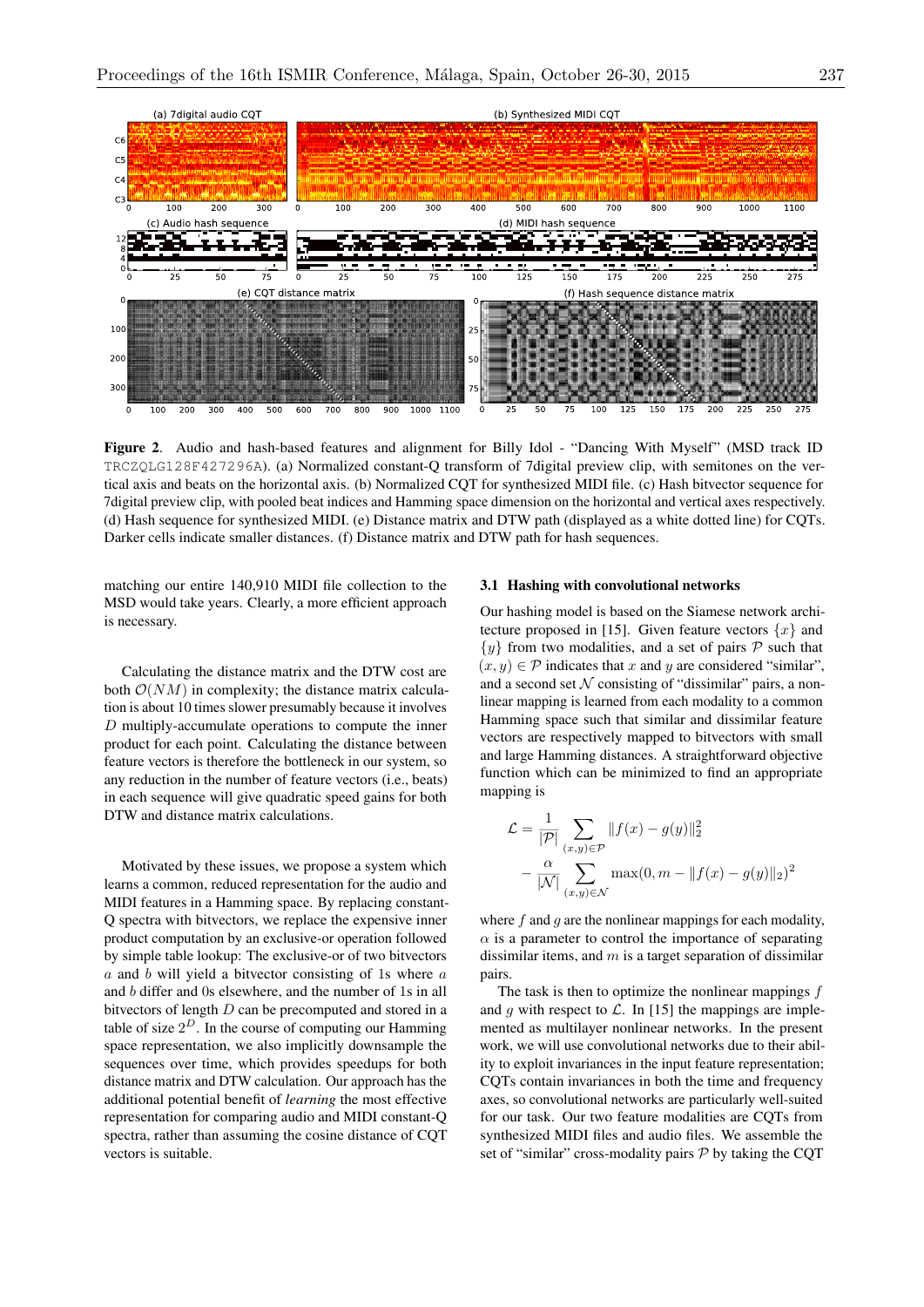**Figure 2**. Audio and hash-based features and alignment for Billy Idol - "Dancing With Myself" (MSD track ID TRCZQLG128F427296A). (a) Normalized constant-Q transform of 7digital preview clip, with semitones on the vertical axis and beats on the horizontal axis. (b) Normalized CQT for synthesized MIDI file. (c) Hash bitvector sequence for 7digital preview clip, with pooled beat indices and Hamming space dimension on the horizontal and vertical axes respectively. (d) Hash sequence for synthesized MIDI. (e) Distance matrix and DTW path (displayed as a white dotted line) for CQTs. Darker cells indicate smaller distances. (f) Distance matrix and DTW path for hash sequences.

matching our entire 140,910 MIDI file collection to the MSD would take years. Clearly, a more efficient approach is necessary.

Calculating the distance matrix and the DTW cost are both $\mathcal{O}(NM)$ in complexity; the distance matrix calculation is about 10 times slower presumably because it involves $D$ multiply-accumulate operations to compute the inner product for each point. Calculating the distance between feature vectors is therefore the bottleneck in our system, so any reduction in the number of feature vectors (i.e., beats) in each sequence will give quadratic speed gains for both DTW and distance matrix calculations.

Motivated by these issues, we propose a system which learns a common, reduced representation for the audio and MIDI features in a Hamming space. By replacing constant-Q spectra with bitvectors, we replace the expensive inner product computation by an exclusive-or operation followed by simple table lookup: The exclusive-or of two bitvectors $a$ and $b$ will yield a bitvector consisting of 1s where $a$ and $b$ differ and 0s elsewhere, and the number of 1s in all bitvectors of length $D$ can be precomputed and stored in a table of size $2^D$. In the course of computing our Hamming space representation, we also implicitly downsample the sequences over time, which provides speedups for both distance matrix and DTW calculation. Our approach has the additional potential benefit of *learning* the most effective representation for comparing audio and MIDI constant-Q spectra, rather than assuming the cosine distance of CQT vectors is suitable.

### 3.1 Hashing with convolutional networks

Our hashing model is based on the Siamese network architecture proposed in [15]. Given feature vectors $\{x\}$ and $\{y\}$ from two modalities, and a set of pairs $\mathcal{P}$ such that $(x, y) \in \mathcal{P}$ indicates that $x$ and $y$ are considered "similar", and a second set $\mathcal{N}$ consisting of "dissimilar" pairs, a nonlinear mapping is learned from each modality to a common Hamming space such that similar and dissimilar feature vectors are respectively mapped to bitvectors with small and large Hamming distances. A straightforward objective function which can be minimized to find an appropriate mapping is

$$\mathcal{L} = \frac{1}{|\mathcal{P}|} \sum_{(x,y) \in \mathcal{P}} \|f(x) - g(y)\|_2^2 - \frac{\alpha}{|\mathcal{N}|} \sum_{(x,y) \in \mathcal{N}} \max(0, m - \|f(x) - g(y)\|_2)^2$$

where $f$ and $g$ are the nonlinear mappings for each modality, $\alpha$ is a parameter to control the importance of separating dissimilar items, and $m$ is a target separation of dissimilar pairs.

The task is then to optimize the nonlinear mappings $f$ and $g$ with respect to $\mathcal{L}$. In [15] the mappings are implemented as multilayer nonlinear networks. In the present work, we will use convolutional networks due to their ability to exploit invariances in the input feature representation; CQTs contain invariances in both the time and frequency axes, so convolutional networks are particularly well-suited for our task. Our two feature modalities are CQTs from synthesized MIDI files and audio files. We assemble the set of "similar" cross-modality pairs $\mathcal{P}$ by taking the CQT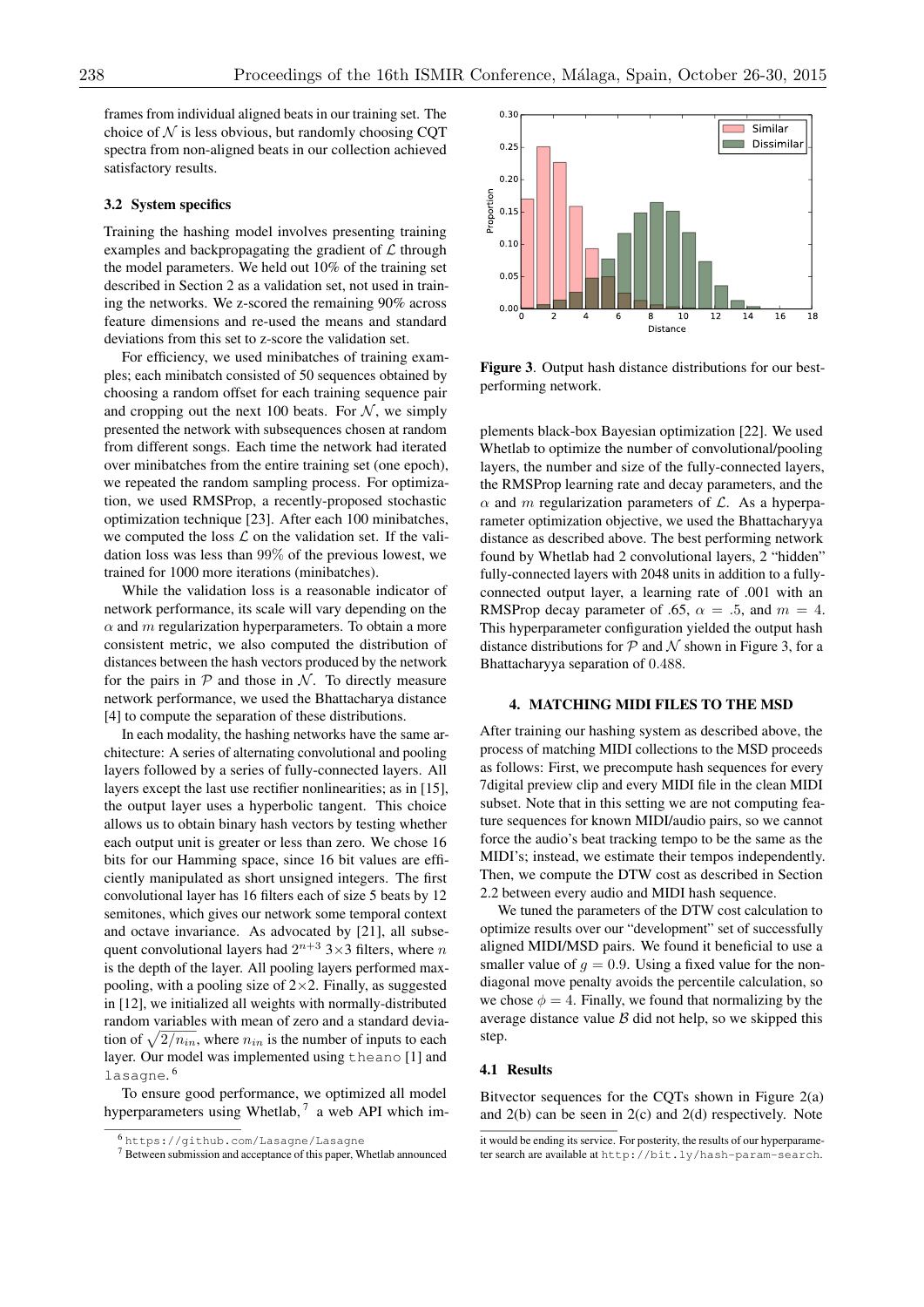frames from individual aligned beats in our training set. The choice of $\mathcal{N}$ is less obvious, but randomly choosing CQT spectra from non-aligned beats in our collection achieved satisfactory results.

### 3.2 System specifics

Training the hashing model involves presenting training examples and backpropagating the gradient of $\mathcal{L}$ through the model parameters. We held out 10% of the training set described in Section 2 as a validation set, not used in training the networks. We z-scored the remaining 90% across feature dimensions and re-used the means and standard deviations from this set to z-score the validation set.

For efficiency, we used minibatches of training examples; each minibatch consisted of 50 sequences obtained by choosing a random offset for each training sequence pair and cropping out the next 100 beats. For $\mathcal{N}$, we simply presented the network with subsequences chosen at random from different songs. Each time the network had iterated over minibatches from the entire training set (one epoch), we repeated the random sampling process. For optimization, we used RMSProp, a recently-proposed stochastic optimization technique [23]. After each 100 minibatches, we computed the loss $\mathcal{L}$ on the validation set. If the validation loss was less than 99% of the previous lowest, we trained for 1000 more iterations (minibatches).

While the validation loss is a reasonable indicator of network performance, its scale will vary depending on the $\alpha$ and $m$ regularization hyperparameters. To obtain a more consistent metric, we also computed the distribution of distances between the hash vectors produced by the network for the pairs in $\mathcal{P}$ and those in $\mathcal{N}$. To directly measure network performance, we used the Bhattacharya distance [4] to compute the separation of these distributions.

In each modality, the hashing networks have the same architecture: A series of alternating convolutional and pooling layers followed by a series of fully-connected layers. All layers except the last use rectifier nonlinearities; as in [15], the output layer uses a hyperbolic tangent. This choice allows us to obtain binary hash vectors by testing whether each output unit is greater or less than zero. We chose 16 bits for our Hamming space, since 16 bit values are efficiently manipulated as short unsigned integers. The first convolutional layer has 16 filters each of size 5 beats by 12 semitones, which gives our network some temporal context and octave invariance. As advocated by [21], all subsequent convolutional layers had $2^{n+3}$ $3{\times}3$ filters, where $n$ is the depth of the layer. All pooling layers performed max-pooling, with a pooling size of $2{\times}2$. Finally, as suggested in [12], we initialized all weights with normally-distributed random variables with mean of zero and a standard deviation of $\sqrt{2/n_{in}}$, where $n_{in}$ is the number of inputs to each layer. Our model was implemented using `theano` [1] and `lasagne`.[6]

To ensure good performance, we optimized all model hyperparameters using Whetlab,[7] a web API which implements black-box Bayesian optimization [22]. We used Whetlab to optimize the number of convolutional/pooling layers, the number and size of the fully-connected layers, the RMSProp learning rate and decay parameters, and the $\alpha$ and $m$ regularization parameters of $\mathcal{L}$. As a hyperparameter optimization objective, we used the Bhattacharyya distance as described above. The best performing network found by Whetlab had 2 convolutional layers, 2 "hidden" fully-connected layers with 2048 units in addition to a fully-connected output layer, a learning rate of .001 with an RMSProp decay parameter of .65, $\alpha = .5$, and $m = 4$. This hyperparameter configuration yielded the output hash distance distributions for $\mathcal{P}$ and $\mathcal{N}$ shown in Figure 3, for a Bhattacharyya separation of 0.488.

**Figure 3**. Output hash distance distributions for our best-performing network.

## 4. MATCHING MIDI FILES TO THE MSD

After training our hashing system as described above, the process of matching MIDI collections to the MSD proceeds as follows: First, we precompute hash sequences for every 7digital preview clip and every MIDI file in the clean MIDI subset. Note that in this setting we are not computing feature sequences for known MIDI/audio pairs, so we cannot force the audio's beat tracking tempo to be the same as the MIDI's; instead, we estimate their tempos independently. Then, we compute the DTW cost as described in Section 2.2 between every audio and MIDI hash sequence.

We tuned the parameters of the DTW cost calculation to optimize results over our "development" set of successfully aligned MIDI/MSD pairs. We found it beneficial to use a smaller value of $g = 0.9$. Using a fixed value for the non-diagonal move penalty avoids the percentile calculation, so we chose $\phi = 4$. Finally, we found that normalizing by the average distance value $\mathcal{B}$ did not help, so we skipped this step.

### 4.1 Results

Bitvector sequences for the CQTs shown in Figure 2(a) and 2(b) can be seen in 2(c) and 2(d) respectively. Note

[6] https://github.com/Lasagne/Lasagne

[7] Between submission and acceptance of this paper, Whetlab announced it would be ending its service. For posterity, the results of our hyperparameter search are available at http://bit.ly/hash-param-search.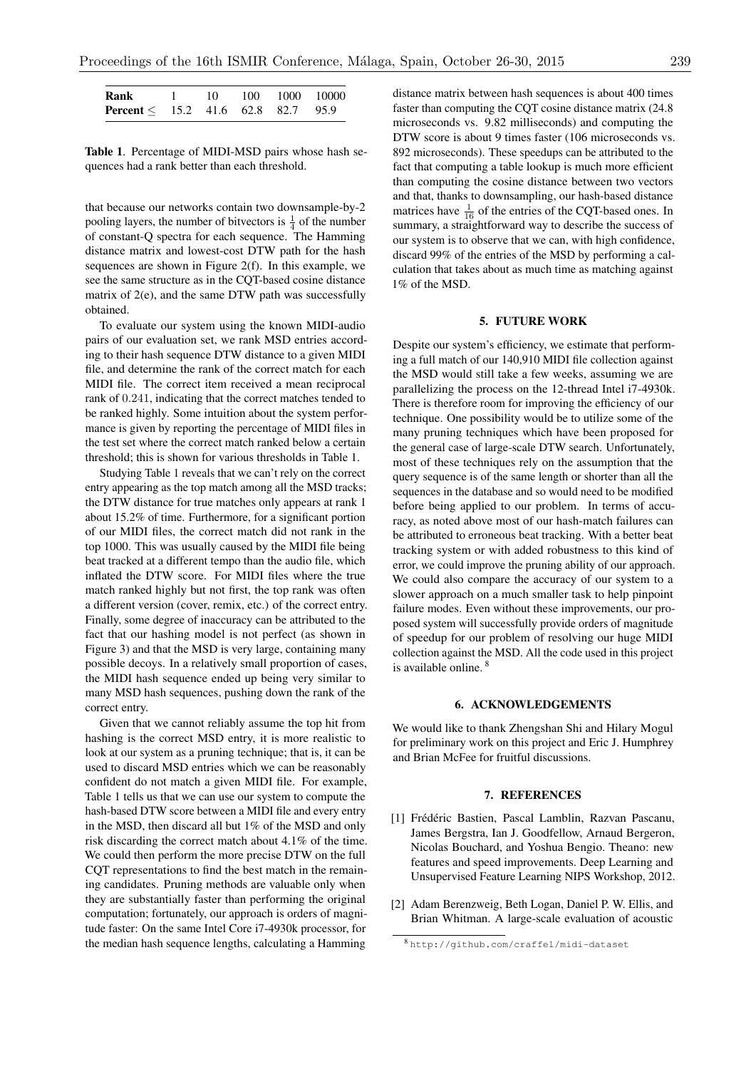| **Rank** | 1 | 10 | 100 | 1000 | 10000 |
|---|---|---|---|---|---|
| **Percent** ≤ | 15.2 | 41.6 | 62.8 | 82.7 | 95.9 |

**Table 1**. Percentage of MIDI-MSD pairs whose hash sequences had a rank better than each threshold.

that because our networks contain two downsample-by-2 pooling layers, the number of bitvectors is $\frac{1}{4}$ of the number of constant-Q spectra for each sequence. The Hamming distance matrix and lowest-cost DTW path for the hash sequences are shown in Figure 2(f). In this example, we see the same structure as in the CQT-based cosine distance matrix of 2(e), and the same DTW path was successfully obtained.

To evaluate our system using the known MIDI-audio pairs of our evaluation set, we rank MSD entries according to their hash sequence DTW distance to a given MIDI file, and determine the rank of the correct match for each MIDI file. The correct item received a mean reciprocal rank of $0.241$, indicating that the correct matches tended to be ranked highly. Some intuition about the system performance is given by reporting the percentage of MIDI files in the test set where the correct match ranked below a certain threshold; this is shown for various thresholds in Table 1.

Studying Table 1 reveals that we can't rely on the correct entry appearing as the top match among all the MSD tracks; the DTW distance for true matches only appears at rank 1 about 15.2% of time. Furthermore, for a significant portion of our MIDI files, the correct match did not rank in the top 1000. This was usually caused by the MIDI file being beat tracked at a different tempo than the audio file, which inflated the DTW score. For MIDI files where the true match ranked highly but not first, the top rank was often a different version (cover, remix, etc.) of the correct entry. Finally, some degree of inaccuracy can be attributed to the fact that our hashing model is not perfect (as shown in Figure 3) and that the MSD is very large, containing many possible decoys. In a relatively small proportion of cases, the MIDI hash sequence ended up being very similar to many MSD hash sequences, pushing down the rank of the correct entry.

Given that we cannot reliably assume the top hit from hashing is the correct MSD entry, it is more realistic to look at our system as a pruning technique; that is, it can be used to discard MSD entries which we can be reasonably confident do not match a given MIDI file. For example, Table 1 tells us that we can use our system to compute the hash-based DTW score between a MIDI file and every entry in the MSD, then discard all but 1% of the MSD and only risk discarding the correct match about 4.1% of the time. We could then perform the more precise DTW on the full CQT representations to find the best match in the remaining candidates. Pruning methods are valuable only when they are substantially faster than performing the original computation; fortunately, our approach is orders of magnitude faster: On the same Intel Core i7-4930k processor, for the median hash sequence lengths, calculating a Hamming distance matrix between hash sequences is about 400 times faster than computing the CQT cosine distance matrix (24.8 microseconds vs. 9.82 milliseconds) and computing the DTW score is about 9 times faster (106 microseconds vs. 892 microseconds). These speedups can be attributed to the fact that computing a table lookup is much more efficient than computing the cosine distance between two vectors and that, thanks to downsampling, our hash-based distance matrices have $\frac{1}{16}$ of the entries of the CQT-based ones. In summary, a straightforward way to describe the success of our system is to observe that we can, with high confidence, discard 99% of the entries of the MSD by performing a calculation that takes about as much time as matching against 1% of the MSD.

## 5. FUTURE WORK

Despite our system's efficiency, we estimate that performing a full match of our 140,910 MIDI file collection against the MSD would still take a few weeks, assuming we are parallelizing the process on the 12-thread Intel i7-4930k. There is therefore room for improving the efficiency of our technique. One possibility would be to utilize some of the many pruning techniques which have been proposed for the general case of large-scale DTW search. Unfortunately, most of these techniques rely on the assumption that the query sequence is of the same length or shorter than all the sequences in the database and so would need to be modified before being applied to our problem. In terms of accuracy, as noted above most of our hash-match failures can be attributed to erroneous beat tracking. With a better beat tracking system or with added robustness to this kind of error, we could improve the pruning ability of our approach. We could also compare the accuracy of our system to a slower approach on a much smaller task to help pinpoint failure modes. Even without these improvements, our proposed system will successfully provide orders of magnitude of speedup for our problem of resolving our huge MIDI collection against the MSD. All the code used in this project is available online. [8]

## 6. ACKNOWLEDGEMENTS

We would like to thank Zhengshan Shi and Hilary Mogul for preliminary work on this project and Eric J. Humphrey and Brian McFee for fruitful discussions.

## 7. REFERENCES

[1] Frédéric Bastien, Pascal Lamblin, Razvan Pascanu, James Bergstra, Ian J. Goodfellow, Arnaud Bergeron, Nicolas Bouchard, and Yoshua Bengio. Theano: new features and speed improvements. Deep Learning and Unsupervised Feature Learning NIPS Workshop, 2012.

[2] Adam Berenzweig, Beth Logan, Daniel P. W. Ellis, and Brian Whitman. A large-scale evaluation of acoustic

[8] http://github.com/craffel/midi-dataset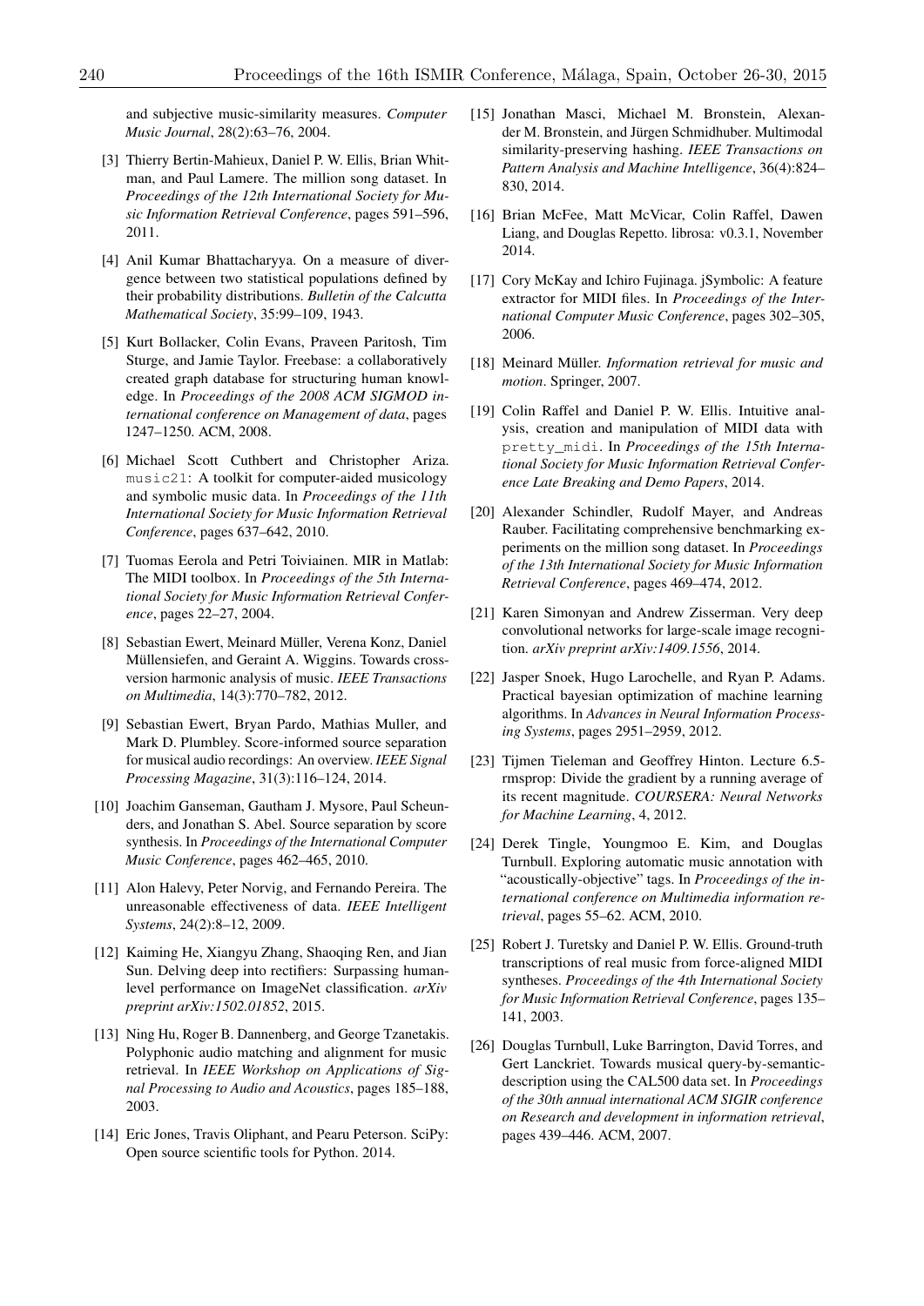and subjective music-similarity measures. *Computer Music Journal*, 28(2):63–76, 2004.

[3] Thierry Bertin-Mahieux, Daniel P. W. Ellis, Brian Whitman, and Paul Lamere. The million song dataset. In *Proceedings of the 12th International Society for Music Information Retrieval Conference*, pages 591–596, 2011.

[4] Anil Kumar Bhattacharyya. On a measure of divergence between two statistical populations defined by their probability distributions. *Bulletin of the Calcutta Mathematical Society*, 35:99–109, 1943.

[5] Kurt Bollacker, Colin Evans, Praveen Paritosh, Tim Sturge, and Jamie Taylor. Freebase: a collaboratively created graph database for structuring human knowledge. In *Proceedings of the 2008 ACM SIGMOD international conference on Management of data*, pages 1247–1250. ACM, 2008.

[6] Michael Scott Cuthbert and Christopher Ariza. `music21`: A toolkit for computer-aided musicology and symbolic music data. In *Proceedings of the 11th International Society for Music Information Retrieval Conference*, pages 637–642, 2010.

[7] Tuomas Eerola and Petri Toiviainen. MIR in Matlab: The MIDI toolbox. In *Proceedings of the 5th International Society for Music Information Retrieval Conference*, pages 22–27, 2004.

[8] Sebastian Ewert, Meinard Müller, Verena Konz, Daniel Müllensiefen, and Geraint A. Wiggins. Towards cross-version harmonic analysis of music. *IEEE Transactions on Multimedia*, 14(3):770–782, 2012.

[9] Sebastian Ewert, Bryan Pardo, Mathias Muller, and Mark D. Plumbley. Score-informed source separation for musical audio recordings: An overview. *IEEE Signal Processing Magazine*, 31(3):116–124, 2014.

[10] Joachim Ganseman, Gautham J. Mysore, Paul Scheunders, and Jonathan S. Abel. Source separation by score synthesis. In *Proceedings of the International Computer Music Conference*, pages 462–465, 2010.

[11] Alon Halevy, Peter Norvig, and Fernando Pereira. The unreasonable effectiveness of data. *IEEE Intelligent Systems*, 24(2):8–12, 2009.

[12] Kaiming He, Xiangyu Zhang, Shaoqing Ren, and Jian Sun. Delving deep into rectifiers: Surpassing human-level performance on ImageNet classification. *arXiv preprint arXiv:1502.01852*, 2015.

[13] Ning Hu, Roger B. Dannenberg, and George Tzanetakis. Polyphonic audio matching and alignment for music retrieval. In *IEEE Workshop on Applications of Signal Processing to Audio and Acoustics*, pages 185–188, 2003.

[14] Eric Jones, Travis Oliphant, and Pearu Peterson. SciPy: Open source scientific tools for Python. 2014.

[15] Jonathan Masci, Michael M. Bronstein, Alexander M. Bronstein, and Jürgen Schmidhuber. Multimodal similarity-preserving hashing. *IEEE Transactions on Pattern Analysis and Machine Intelligence*, 36(4):824–830, 2014.

[16] Brian McFee, Matt McVicar, Colin Raffel, Dawen Liang, and Douglas Repetto. librosa: v0.3.1, November 2014.

[17] Cory McKay and Ichiro Fujinaga. jSymbolic: A feature extractor for MIDI files. In *Proceedings of the International Computer Music Conference*, pages 302–305, 2006.

[18] Meinard Müller. *Information retrieval for music and motion*. Springer, 2007.

[19] Colin Raffel and Daniel P. W. Ellis. Intuitive analysis, creation and manipulation of MIDI data with `pretty_midi`. In *Proceedings of the 15th International Society for Music Information Retrieval Conference Late Breaking and Demo Papers*, 2014.

[20] Alexander Schindler, Rudolf Mayer, and Andreas Rauber. Facilitating comprehensive benchmarking experiments on the million song dataset. In *Proceedings of the 13th International Society for Music Information Retrieval Conference*, pages 469–474, 2012.

[21] Karen Simonyan and Andrew Zisserman. Very deep convolutional networks for large-scale image recognition. *arXiv preprint arXiv:1409.1556*, 2014.

[22] Jasper Snoek, Hugo Larochelle, and Ryan P. Adams. Practical bayesian optimization of machine learning algorithms. In *Advances in Neural Information Processing Systems*, pages 2951–2959, 2012.

[23] Tijmen Tieleman and Geoffrey Hinton. Lecture 6.5-rmsprop: Divide the gradient by a running average of its recent magnitude. *COURSERA: Neural Networks for Machine Learning*, 4, 2012.

[24] Derek Tingle, Youngmoo E. Kim, and Douglas Turnbull. Exploring automatic music annotation with "acoustically-objective" tags. In *Proceedings of the international conference on Multimedia information retrieval*, pages 55–62. ACM, 2010.

[25] Robert J. Turetsky and Daniel P. W. Ellis. Ground-truth transcriptions of real music from force-aligned MIDI syntheses. *Proceedings of the 4th International Society for Music Information Retrieval Conference*, pages 135–141, 2003.

[26] Douglas Turnbull, Luke Barrington, David Torres, and Gert Lanckriet. Towards musical query-by-semantic-description using the CAL500 data set. In *Proceedings of the 30th annual international ACM SIGIR conference on Research and development in information retrieval*, pages 439–446. ACM, 2007.